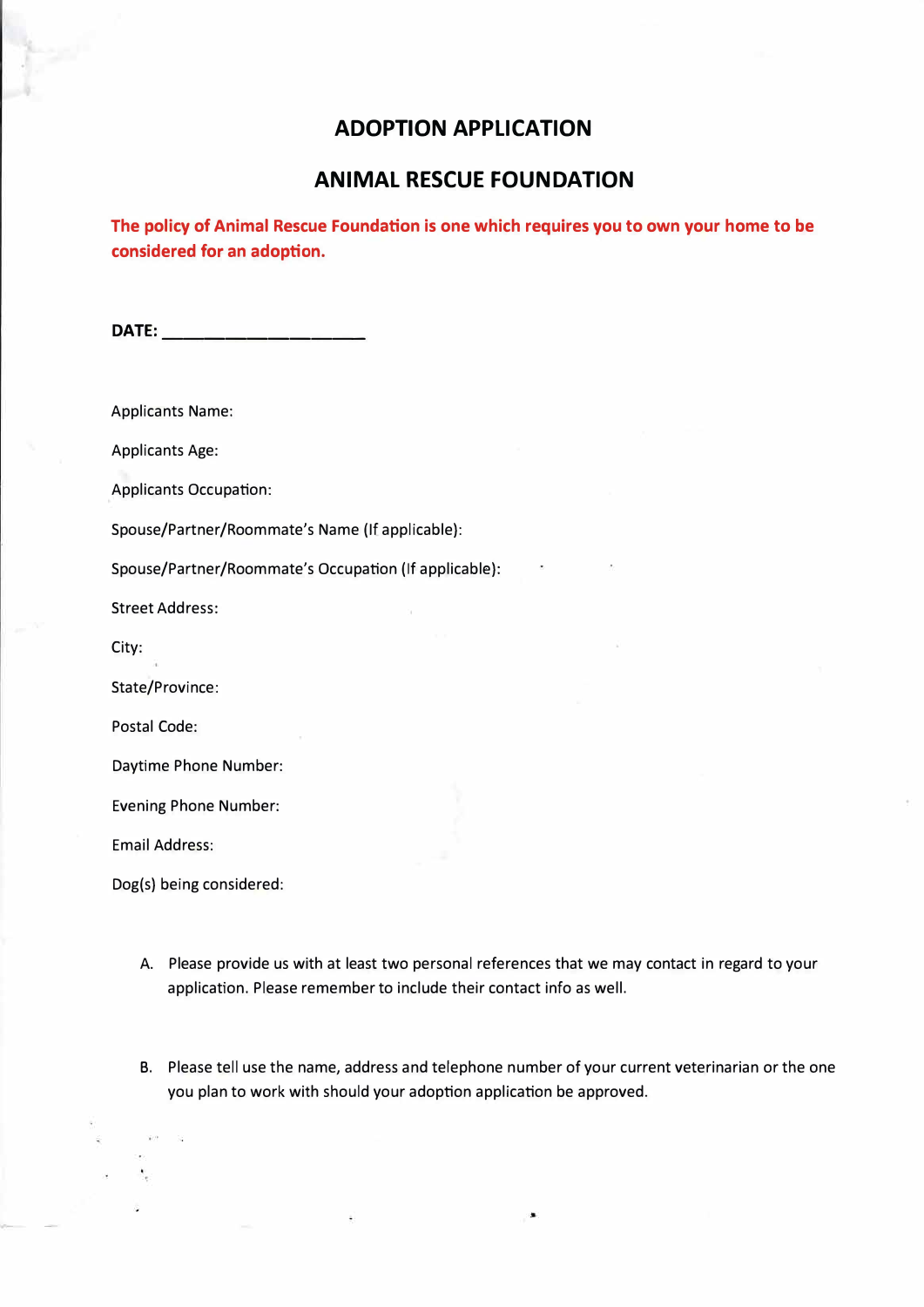# ADOPTION APPLICATION

## ANIMAL RESCUE FOUNDATION

**The policy of Animal Rescue Foundation is one which requires you to own your home to be considered for an adoption.**

**DATE: ____________________**

Applicants Name:

Applicants Age:

Applicants Occupation:

Spouse/Partner/Roommate's Name (If applicable):

Spouse/Partner/Roommate's Occupation (If applicable):

Street Address:

City:

State/Province:

Postal Code:

Daytime Phone Number:

Evening Phone Number:

Email Address:

Dog(s) being considered:

A. Please provide us with at least two personal references that we may contact in regard to your application. Please remember to include their contact info as well.

B. Please tell use the name, address and telephone number of your current veterinarian or the one you plan to work with should your adoption application be approved.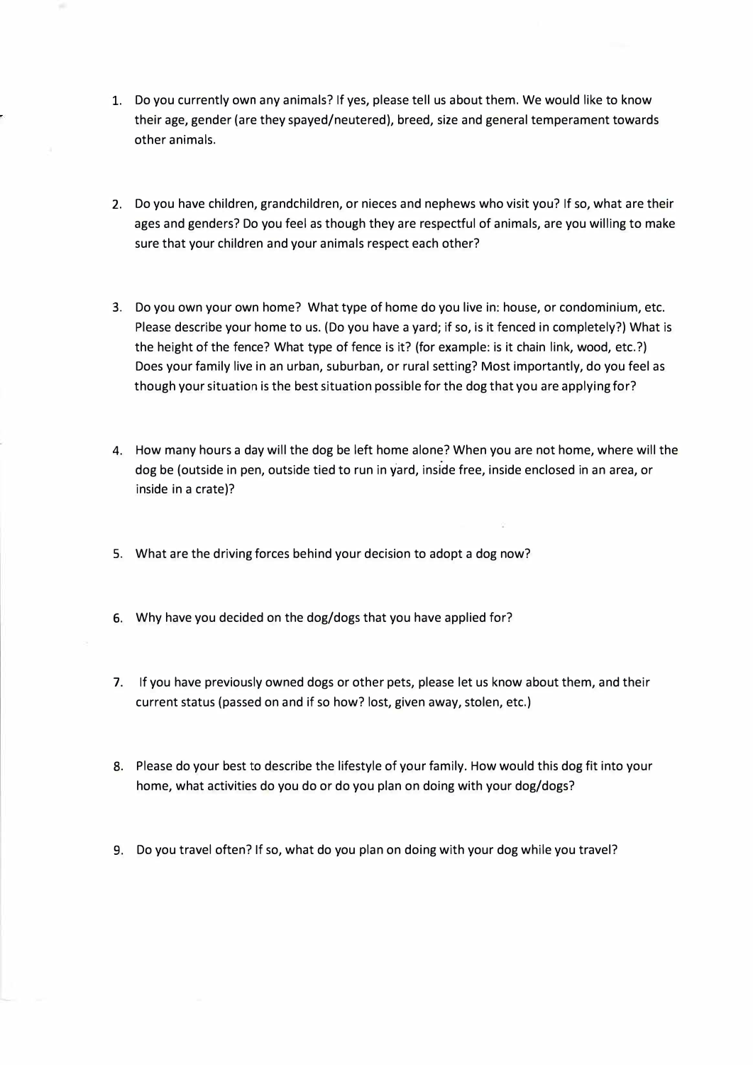1. Do you currently own any animals? If yes, please tell us about them. We would like to know their age, gender (are they spayed/neutered), breed, size and general temperament towards other animals.

2. Do you have children, grandchildren, or nieces and nephews who visit you? If so, what are their ages and genders? Do you feel as though they are respectful of animals, are you willing to make sure that your children and your animals respect each other?

3. Do you own your own home? What type of home do you live in: house, or condominium, etc. Please describe your home to us. (Do you have a yard; if so, is it fenced in completely?) What is the height of the fence? What type of fence is it? (for example: is it chain link, wood, etc.?) Does your family live in an urban, suburban, or rural setting? Most importantly, do you feel as though your situation is the best situation possible for the dog that you are applying for?

4. How many hours a day will the dog be left home alone? When you are not home, where will the dog be (outside in pen, outside tied to run in yard, inside free, inside enclosed in an area, or inside in a crate)?

5. What are the driving forces behind your decision to adopt a dog now?

6. Why have you decided on the dog/dogs that you have applied for?

7. If you have previously owned dogs or other pets, please let us know about them, and their current status (passed on and if so how? lost, given away, stolen, etc.)

8. Please do your best to describe the lifestyle of your family. How would this dog fit into your home, what activities do you do or do you plan on doing with your dog/dogs?

9. Do you travel often? If so, what do you plan on doing with your dog while you travel?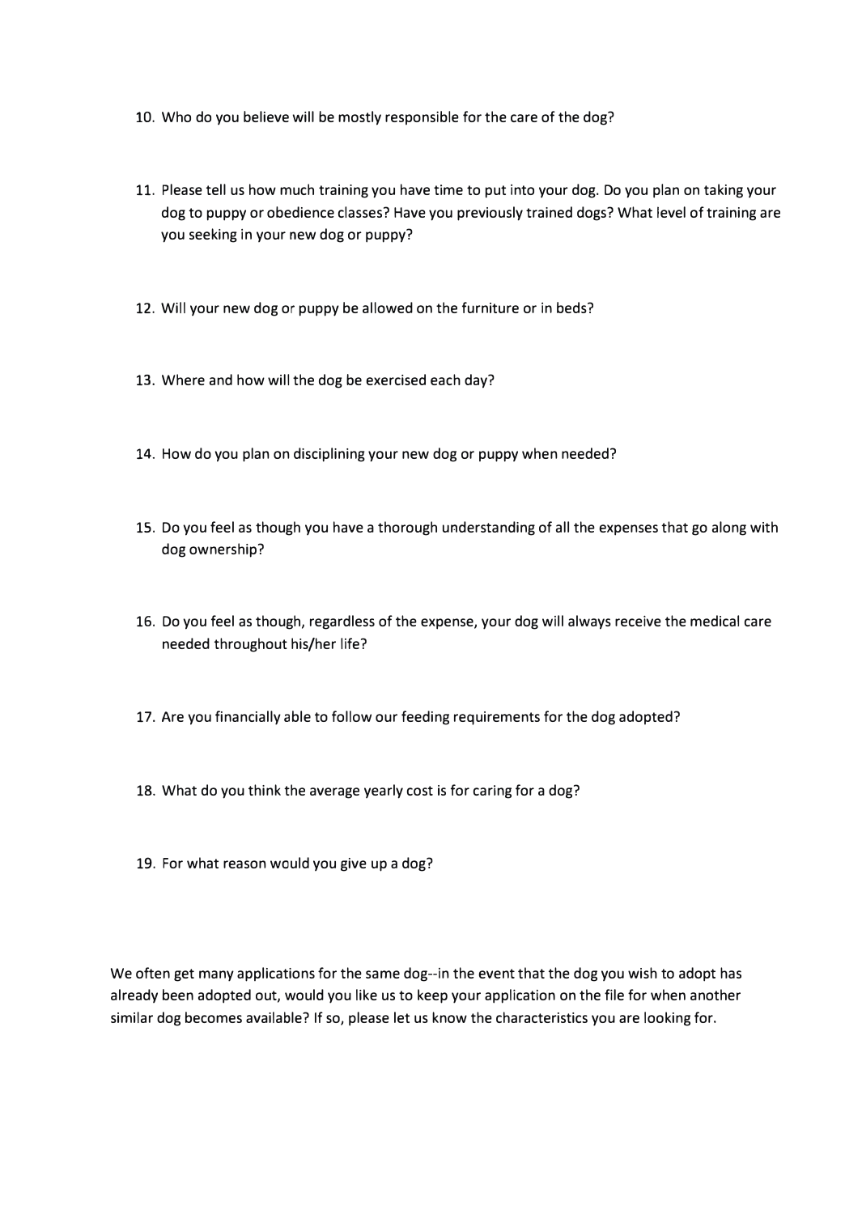10. Who do you believe will be mostly responsible for the care of the dog?

11. Please tell us how much training you have time to put into your dog. Do you plan on taking your dog to puppy or obedience classes? Have you previously trained dogs? What level of training are you seeking in your new dog or puppy?

12. Will your new dog or puppy be allowed on the furniture or in beds?

13. Where and how will the dog be exercised each day?

14. How do you plan on disciplining your new dog or puppy when needed?

15. Do you feel as though you have a thorough understanding of all the expenses that go along with dog ownership?

16. Do you feel as though, regardless of the expense, your dog will always receive the medical care needed throughout his/her life?

17. Are you financially able to follow our feeding requirements for the dog adopted?

18. What do you think the average yearly cost is for caring for a dog?

19. For what reason would you give up a dog?

We often get many applications for the same dog--in the event that the dog you wish to adopt has already been adopted out, would you like us to keep your application on the file for when another similar dog becomes available? If so, please let us know the characteristics you are looking for.